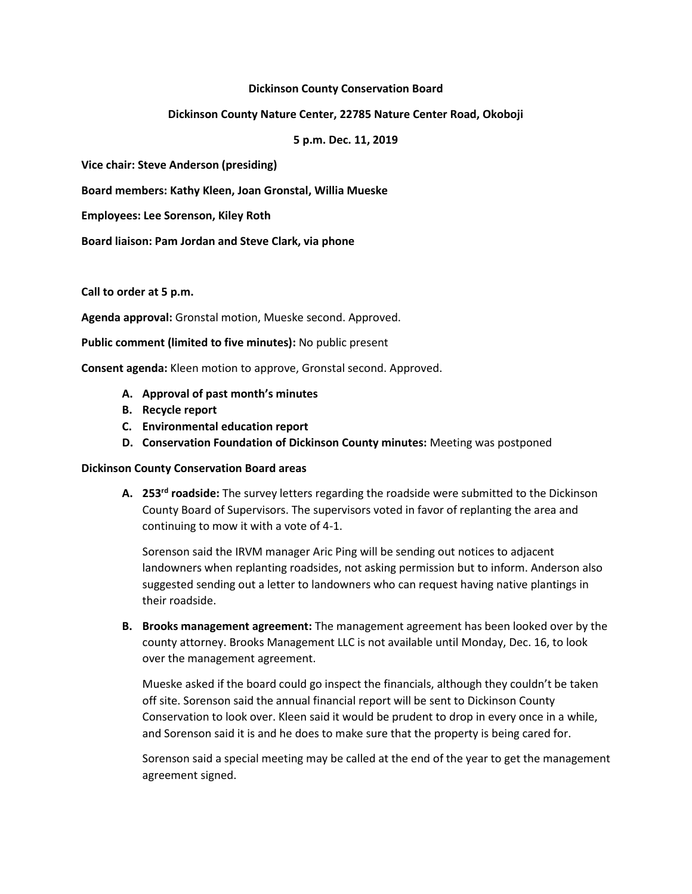**Dickinson County Conservation Board**

**Dickinson County Nature Center, 22785 Nature Center Road, Okoboji**

**5 p.m. Dec. 11, 2019**

**Vice chair: Steve Anderson (presiding)**

**Board members: Kathy Kleen, Joan Gronstal, Willia Mueske**

**Employees: Lee Sorenson, Kiley Roth**

**Board liaison: Pam Jordan and Steve Clark, via phone**

**Call to order at 5 p.m.**

**Agenda approval:** Gronstal motion, Mueske second. Approved.

**Public comment (limited to five minutes):** No public present

**Consent agenda:** Kleen motion to approve, Gronstal second. Approved.

- **A. Approval of past month's minutes**
- **B. Recycle report**
- **C. Environmental education report**
- **D. Conservation Foundation of Dickinson County minutes:** Meeting was postponed

**Dickinson County Conservation Board areas**

- **A. 253rd roadside:** The survey letters regarding the roadside were submitted to the Dickinson County Board of Supervisors. The supervisors voted in favor of replanting the area and continuing to mow it with a vote of 4-1.

  Sorenson said the IRVM manager Aric Ping will be sending out notices to adjacent landowners when replanting roadsides, not asking permission but to inform. Anderson also suggested sending out a letter to landowners who can request having native plantings in their roadside.

- **B. Brooks management agreement:** The management agreement has been looked over by the county attorney. Brooks Management LLC is not available until Monday, Dec. 16, to look over the management agreement.

  Mueske asked if the board could go inspect the financials, although they couldn't be taken off site. Sorenson said the annual financial report will be sent to Dickinson County Conservation to look over. Kleen said it would be prudent to drop in every once in a while, and Sorenson said it is and he does to make sure that the property is being cared for.

  Sorenson said a special meeting may be called at the end of the year to get the management agreement signed.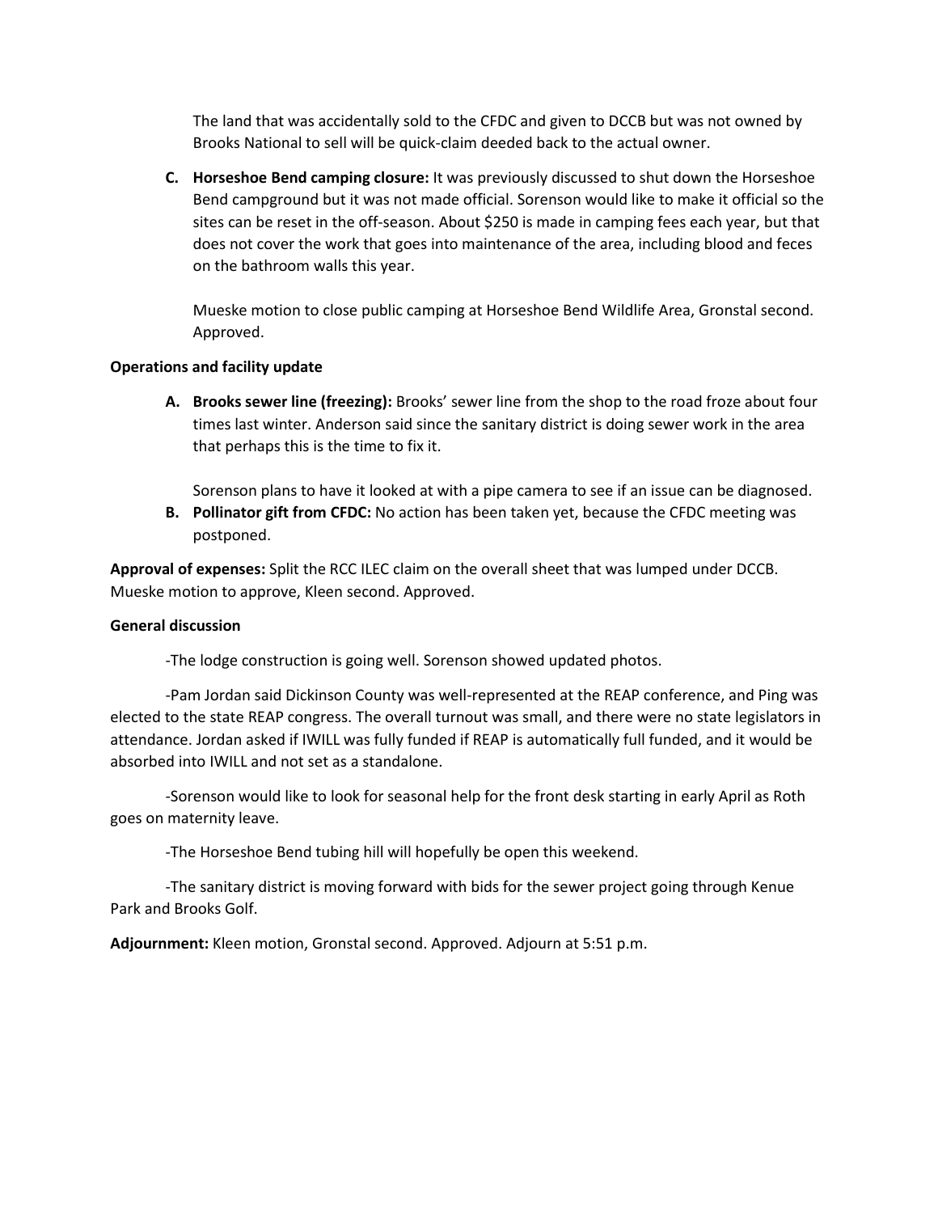The land that was accidentally sold to the CFDC and given to DCCB but was not owned by Brooks National to sell will be quick-claim deeded back to the actual owner.

C. **Horseshoe Bend camping closure:** It was previously discussed to shut down the Horseshoe Bend campground but it was not made official. Sorenson would like to make it official so the sites can be reset in the off-season. About $250 is made in camping fees each year, but that does not cover the work that goes into maintenance of the area, including blood and feces on the bathroom walls this year.

   Mueske motion to close public camping at Horseshoe Bend Wildlife Area, Gronstal second. Approved.

**Operations and facility update**

A. **Brooks sewer line (freezing):** Brooks' sewer line from the shop to the road froze about four times last winter. Anderson said since the sanitary district is doing sewer work in the area that perhaps this is the time to fix it.

   Sorenson plans to have it looked at with a pipe camera to see if an issue can be diagnosed.

B. **Pollinator gift from CFDC:** No action has been taken yet, because the CFDC meeting was postponed.

**Approval of expenses:** Split the RCC ILEC claim on the overall sheet that was lumped under DCCB. Mueske motion to approve, Kleen second. Approved.

**General discussion**

-The lodge construction is going well. Sorenson showed updated photos.

-Pam Jordan said Dickinson County was well-represented at the REAP conference, and Ping was elected to the state REAP congress. The overall turnout was small, and there were no state legislators in attendance. Jordan asked if IWILL was fully funded if REAP is automatically full funded, and it would be absorbed into IWILL and not set as a standalone.

-Sorenson would like to look for seasonal help for the front desk starting in early April as Roth goes on maternity leave.

-The Horseshoe Bend tubing hill will hopefully be open this weekend.

-The sanitary district is moving forward with bids for the sewer project going through Kenue Park and Brooks Golf.

**Adjournment:** Kleen motion, Gronstal second. Approved. Adjourn at 5:51 p.m.